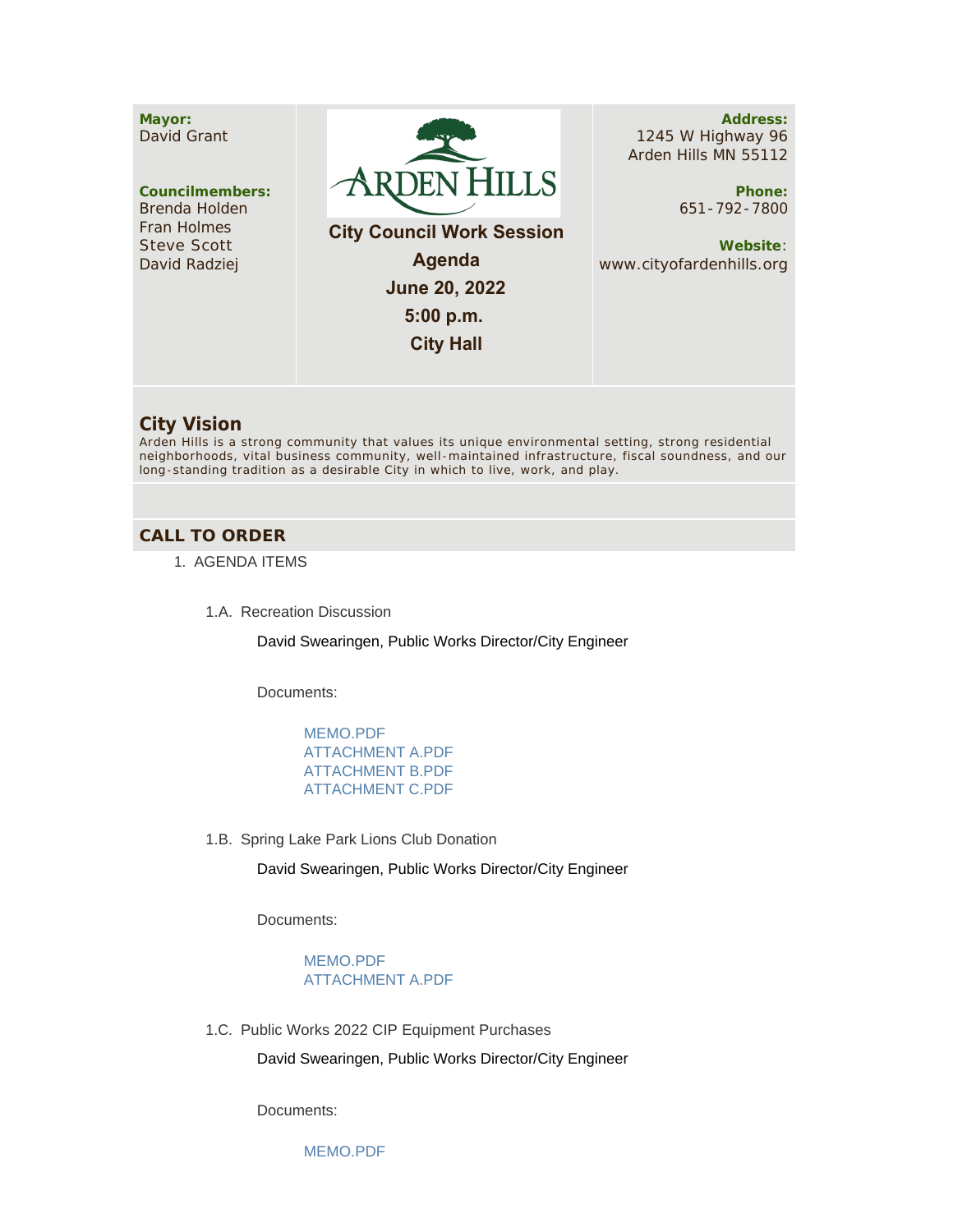**Mayor:**
David Grant

**Councilmembers:**
Brenda Holden
Fran Holmes
Steve Scott
David Radziej

# ARDEN HILLS

**City Council Work Session**
**Agenda**
**June 20, 2022**
**5:00 p.m.**
**City Hall**

**Address:**
1245 W Highway 96
Arden Hills MN 55112

**Phone:**
651-792-7800

**Website**:
www.cityofardenhills.org

## City Vision

Arden Hills is a strong community that values its unique environmental setting, strong residential neighborhoods, vital business community, well-maintained infrastructure, fiscal soundness, and our long-standing tradition as a desirable City in which to live, work, and play.

## CALL TO ORDER

1. AGENDA ITEMS

   1.A. Recreation Discussion

   David Swearingen, Public Works Director/City Engineer

   Documents:

   MEMO.PDF
   ATTACHMENT A.PDF
   ATTACHMENT B.PDF
   ATTACHMENT C.PDF

   1.B. Spring Lake Park Lions Club Donation

   David Swearingen, Public Works Director/City Engineer

   Documents:

   MEMO.PDF
   ATTACHMENT A.PDF

   1.C. Public Works 2022 CIP Equipment Purchases

   David Swearingen, Public Works Director/City Engineer

   Documents:

   MEMO.PDF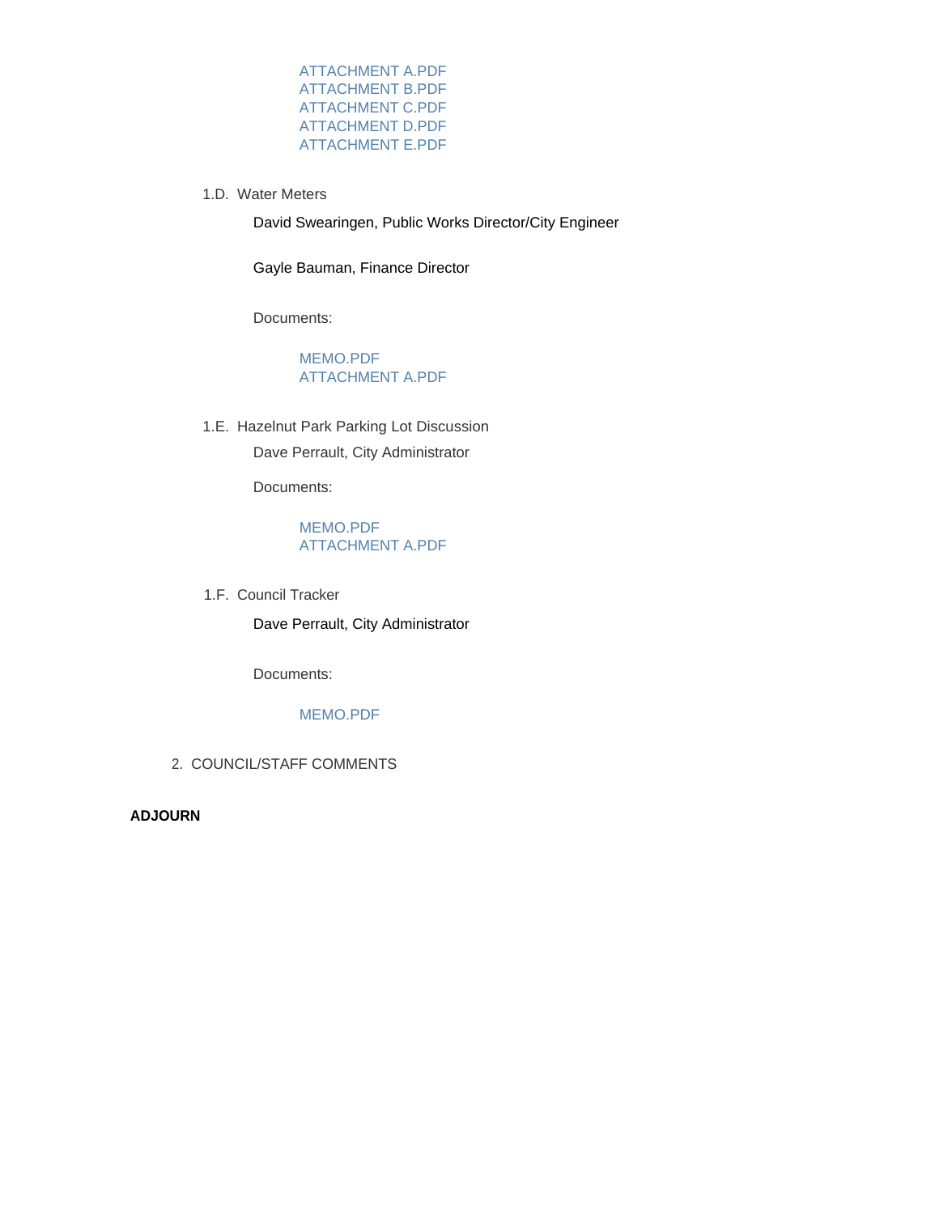ATTACHMENT A.PDF
ATTACHMENT B.PDF
ATTACHMENT C.PDF
ATTACHMENT D.PDF
ATTACHMENT E.PDF

1.D. Water Meters

David Swearingen, Public Works Director/City Engineer

Gayle Bauman, Finance Director

Documents:

MEMO.PDF
ATTACHMENT A.PDF

1.E. Hazelnut Park Parking Lot Discussion

Dave Perrault, City Administrator

Documents:

MEMO.PDF
ATTACHMENT A.PDF

1.F. Council Tracker

Dave Perrault, City Administrator

Documents:

MEMO.PDF

2. COUNCIL/STAFF COMMENTS

**ADJOURN**